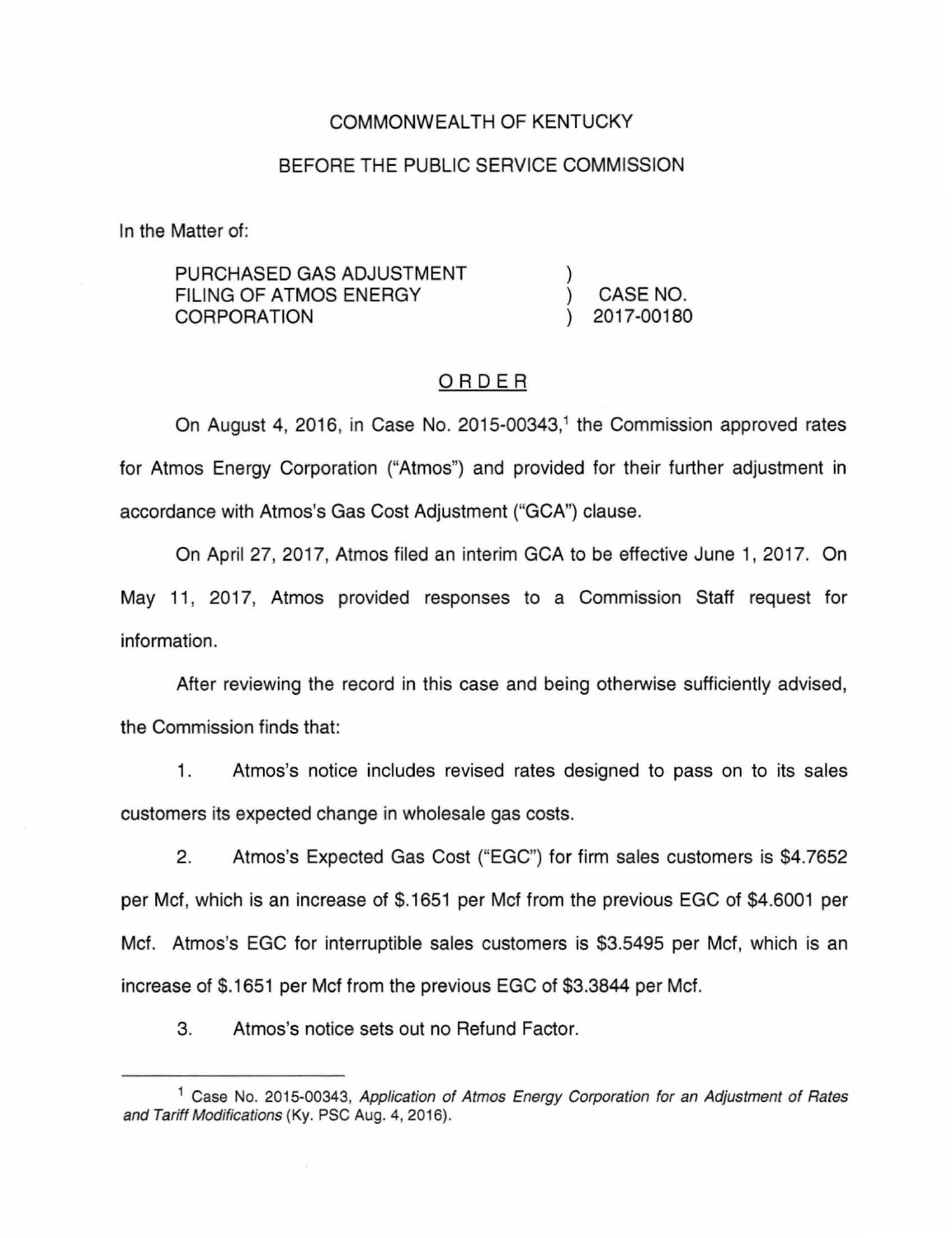COMMONWEALTH OF KENTUCKY

BEFORE THE PUBLIC SERVICE COMMISSION

In the Matter of:

| | | |
|---|---|---|
| PURCHASED GAS ADJUSTMENT FILING OF ATMOS ENERGY CORPORATION | ) ) ) | CASE NO. 2017-00180 |

## ORDER

On August 4, 2016, in Case No. 2015-00343,[1] the Commission approved rates for Atmos Energy Corporation ("Atmos") and provided for their further adjustment in accordance with Atmos's Gas Cost Adjustment ("GCA") clause.

On April 27, 2017, Atmos filed an interim GCA to be effective June 1, 2017. On May 11, 2017, Atmos provided responses to a Commission Staff request for information.

After reviewing the record in this case and being otherwise sufficiently advised, the Commission finds that:

1. Atmos's notice includes revised rates designed to pass on to its sales customers its expected change in wholesale gas costs.

2. Atmos's Expected Gas Cost ("EGC") for firm sales customers is $4.7652 per Mcf, which is an increase of $.1651 per Mcf from the previous EGC of $4.6001 per Mcf. Atmos's EGC for interruptible sales customers is $3.5495 per Mcf, which is an increase of $.1651 per Mcf from the previous EGC of $3.3844 per Mcf.

3. Atmos's notice sets out no Refund Factor.

---

[1] Case No. 2015-00343, *Application of Atmos Energy Corporation for an Adjustment of Rates and Tariff Modifications* (Ky. PSC Aug. 4, 2016).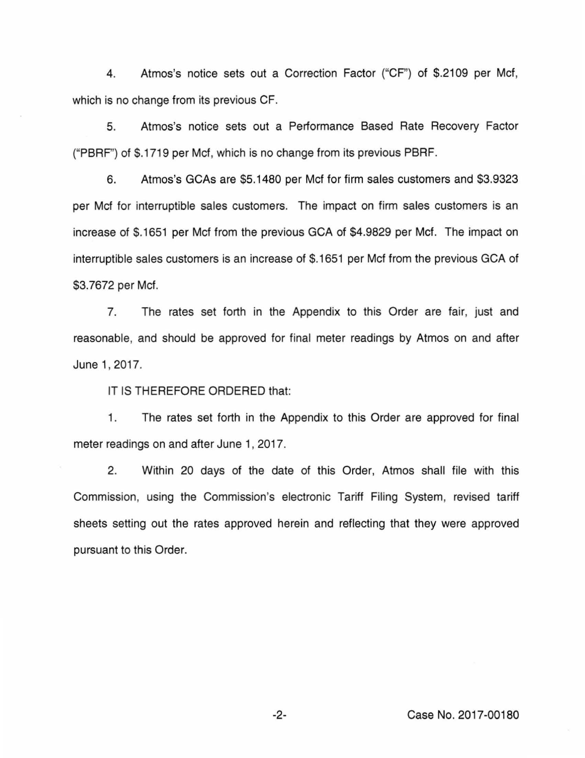4. Atmos's notice sets out a Correction Factor ("CF") of $.2109 per Mcf, which is no change from its previous CF.

5. Atmos's notice sets out a Performance Based Rate Recovery Factor ("PBRF") of $.1719 per Mcf, which is no change from its previous PBRF.

6. Atmos's GCAs are $5.1480 per Mcf for firm sales customers and $3.9323 per Mcf for interruptible sales customers. The impact on firm sales customers is an increase of $.1651 per Mcf from the previous GCA of $4.9829 per Mcf. The impact on interruptible sales customers is an increase of $.1651 per Mcf from the previous GCA of $3.7672 per Mcf.

7. The rates set forth in the Appendix to this Order are fair, just and reasonable, and should be approved for final meter readings by Atmos on and after June 1, 2017.

IT IS THEREFORE ORDERED that:

1. The rates set forth in the Appendix to this Order are approved for final meter readings on and after June 1, 2017.

2. Within 20 days of the date of this Order, Atmos shall file with this Commission, using the Commission's electronic Tariff Filing System, revised tariff sheets setting out the rates approved herein and reflecting that they were approved pursuant to this Order.

Case No. 2017-00180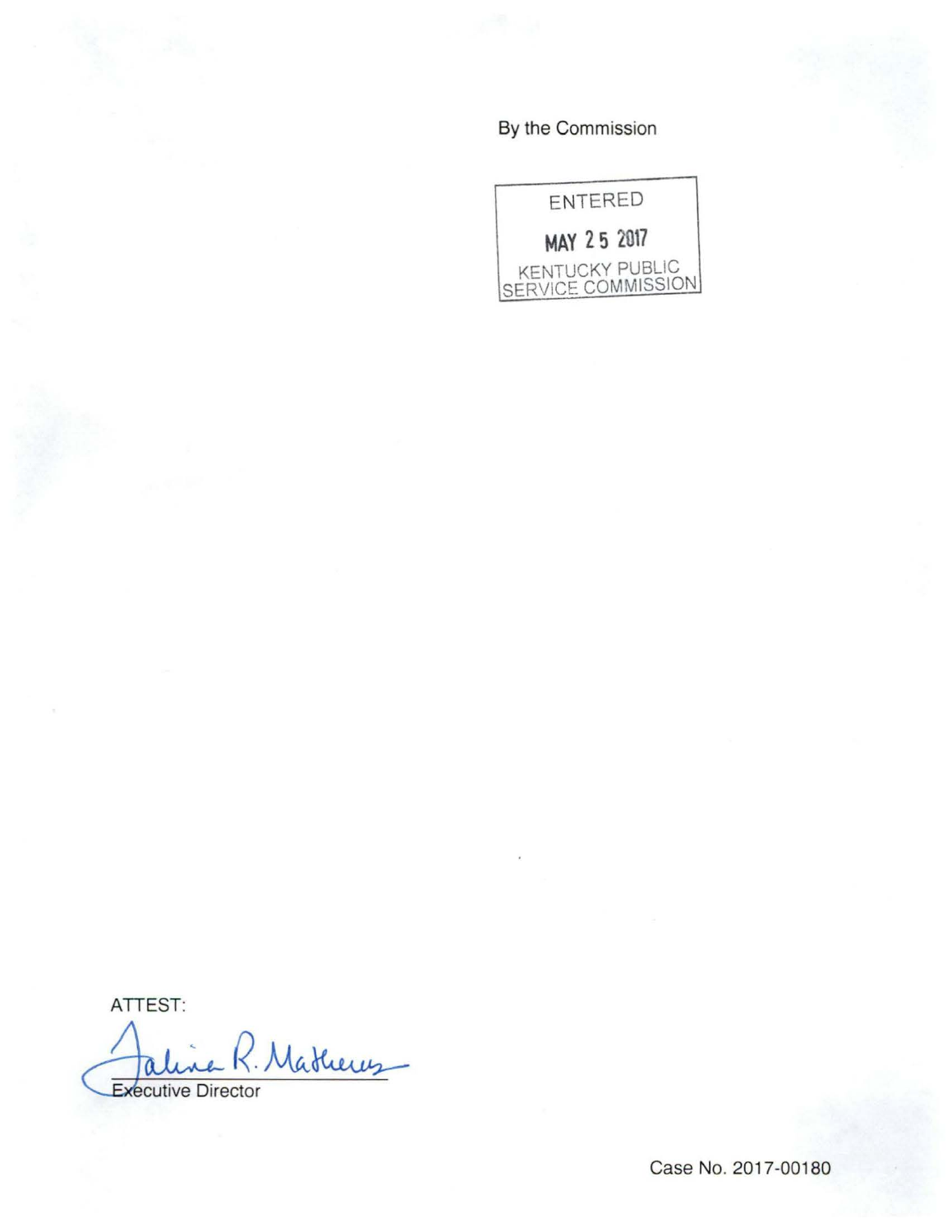By the Commission

ENTERED

MAY 25 2017

KENTUCKY PUBLIC SERVICE COMMISSION

ATTEST:

Executive Director

Case No. 2017-00180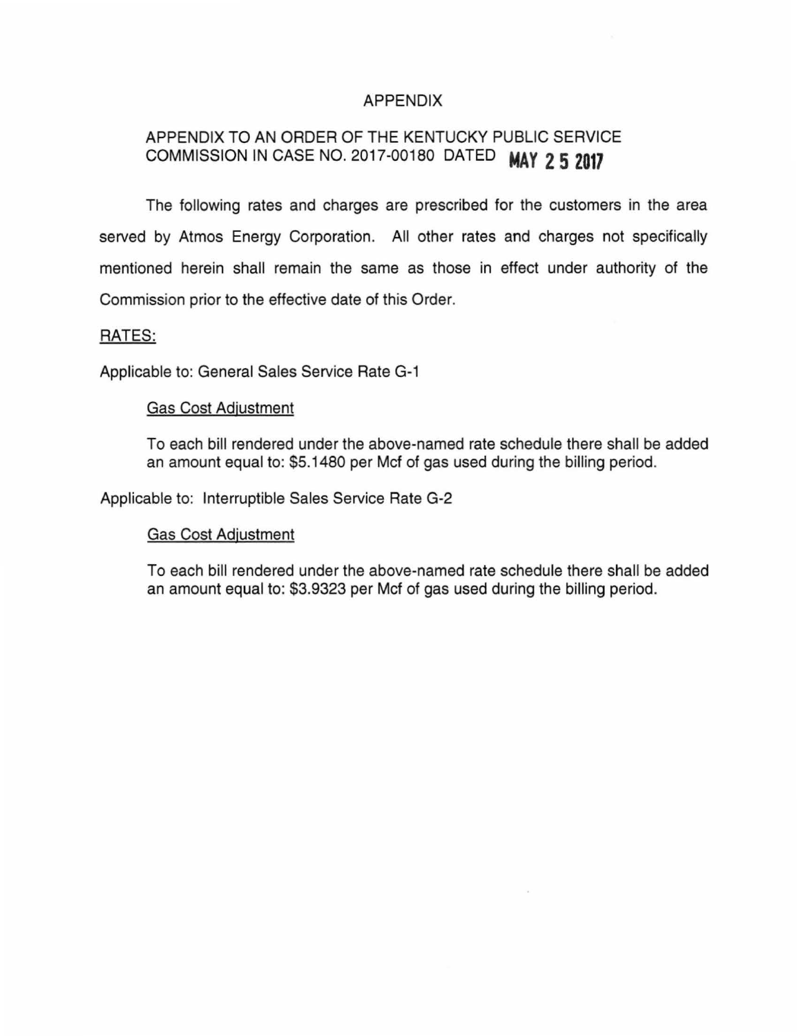# APPENDIX

## APPENDIX TO AN ORDER OF THE KENTUCKY PUBLIC SERVICE COMMISSION IN CASE NO. 2017-00180 DATED MAY 25 2017

The following rates and charges are prescribed for the customers in the area served by Atmos Energy Corporation. All other rates and charges not specifically mentioned herein shall remain the same as those in effect under authority of the Commission prior to the effective date of this Order.

RATES:

Applicable to: General Sales Service Rate G-1

Gas Cost Adjustment

To each bill rendered under the above-named rate schedule there shall be added an amount equal to: $5.1480 per Mcf of gas used during the billing period.

Applicable to: Interruptible Sales Service Rate G-2

Gas Cost Adjustment

To each bill rendered under the above-named rate schedule there shall be added an amount equal to: $3.9323 per Mcf of gas used during the billing period.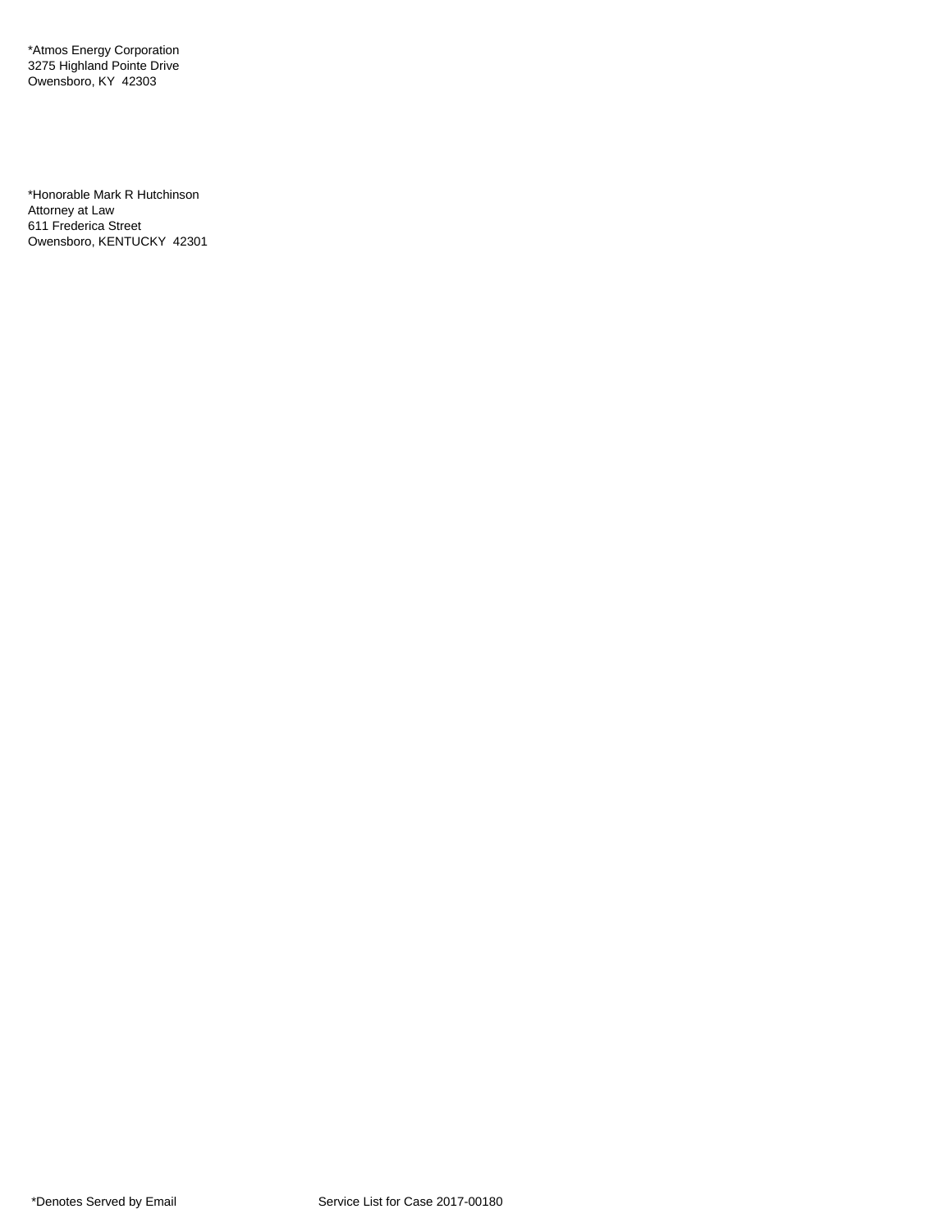*Atmos Energy Corporation
3275 Highland Pointe Drive
Owensboro, KY  42303

*Honorable Mark R Hutchinson
Attorney at Law
611 Frederica Street
Owensboro, KENTUCKY  42301

*Denotes Served by Email

Service List for Case 2017-00180